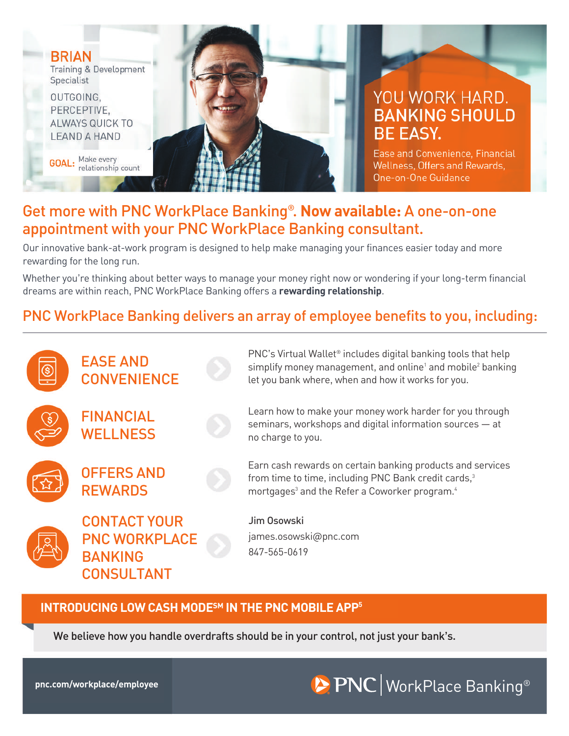**BRIAN**
Training & Development Specialist

OUTGOING, PERCEPTIVE, ALWAYS QUICK TO LEAND A HAND

**GOAL:** Make every relationship count

## YOU WORK HARD. BANKING SHOULD BE EASY.

Ease and Convenience, Financial Wellness, Offers and Rewards, One-on-One Guidance

## Get more with PNC WorkPlace Banking®. **Now available:** A one-on-one appointment with your PNC WorkPlace Banking consultant.

Our innovative bank-at-work program is designed to help make managing your finances easier today and more rewarding for the long run.

Whether you're thinking about better ways to manage your money right now or wondering if your long-term financial dreams are within reach, PNC WorkPlace Banking offers a **rewarding relationship**.

## PNC WorkPlace Banking delivers an array of employee benefits to you, including:

### EASE AND CONVENIENCE

PNC's Virtual Wallet® includes digital banking tools that help simplify money management, and online[1] and mobile[2] banking let you bank where, when and how it works for you.

### FINANCIAL WELLNESS

Learn how to make your money work harder for you through seminars, workshops and digital information sources — at no charge to you.

### OFFERS AND REWARDS

Earn cash rewards on certain banking products and services from time to time, including PNC Bank credit cards,[3] mortgages[3] and the Refer a Coworker program.[4]

### CONTACT YOUR PNC WORKPLACE BANKING CONSULTANT

**Jim Osowski**
james.osowski@pnc.com
847-565-0619

**INTRODUCING LOW CASH MODE℠ IN THE PNC MOBILE APP[5]**

We believe how you handle overdrafts should be in your control, not just your bank's.

**pnc.com/workplace/employee**

PNC | WorkPlace Banking®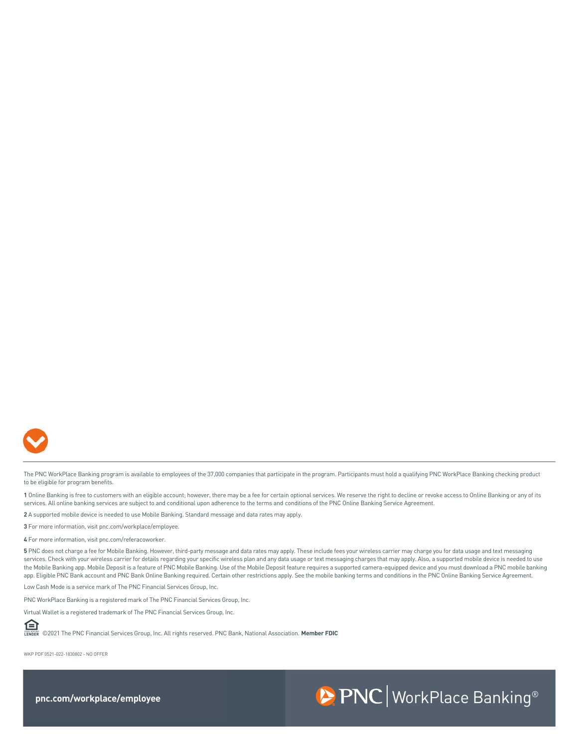The PNC WorkPlace Banking program is available to employees of the 37,000 companies that participate in the program. Participants must hold a qualifying PNC WorkPlace Banking checking product to be eligible for program benefits.

**1** Online Banking is free to customers with an eligible account; however, there may be a fee for certain optional services. We reserve the right to decline or revoke access to Online Banking or any of its services. All online banking services are subject to and conditional upon adherence to the terms and conditions of the PNC Online Banking Service Agreement.

**2** A supported mobile device is needed to use Mobile Banking. Standard message and data rates may apply.

**3** For more information, visit pnc.com/workplace/employee.

**4** For more information, visit pnc.com/referacoworker.

**5** PNC does not charge a fee for Mobile Banking. However, third-party message and data rates may apply. These include fees your wireless carrier may charge you for data usage and text messaging services. Check with your wireless carrier for details regarding your specific wireless plan and any data usage or text messaging charges that may apply. Also, a supported mobile device is needed to use the Mobile Banking app. Mobile Deposit is a feature of PNC Mobile Banking. Use of the Mobile Deposit feature requires a supported camera-equipped device and you must download a PNC mobile banking app. Eligible PNC Bank account and PNC Bank Online Banking required. Certain other restrictions apply. See the mobile banking terms and conditions in the PNC Online Banking Service Agreement.

Low Cash Mode is a service mark of The PNC Financial Services Group, Inc.

PNC WorkPlace Banking is a registered mark of The PNC Financial Services Group, Inc.

Virtual Wallet is a registered trademark of The PNC Financial Services Group, Inc.

©2021 The PNC Financial Services Group, Inc. All rights reserved. PNC Bank, National Association. **Member FDIC**

WKP PDF 0521-022-1830802 - NO OFFER

**pnc.com/workplace/employee**

PNC | WorkPlace Banking®